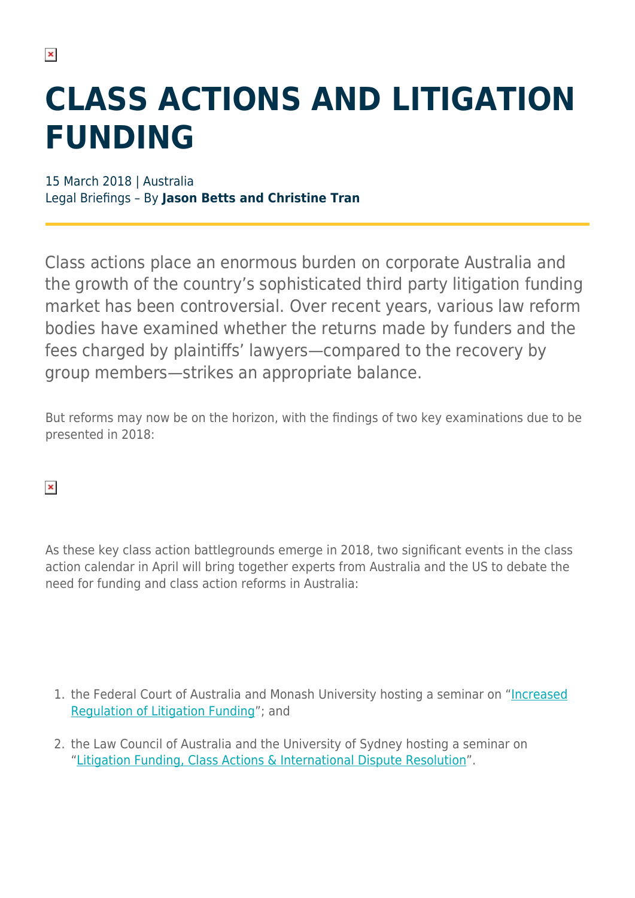# CLASS ACTIONS AND LITIGATION FUNDING

15 March 2018 | Australia
Legal Briefings – By **Jason Betts and Christine Tran**

Class actions place an enormous burden on corporate Australia and the growth of the country's sophisticated third party litigation funding market has been controversial. Over recent years, various law reform bodies have examined whether the returns made by funders and the fees charged by plaintiffs' lawyers—compared to the recovery by group members—strikes an appropriate balance.

But reforms may now be on the horizon, with the findings of two key examinations due to be presented in 2018:

As these key class action battlegrounds emerge in 2018, two significant events in the class action calendar in April will bring together experts from Australia and the US to debate the need for funding and class action reforms in Australia:

1. the Federal Court of Australia and Monash University hosting a seminar on "Increased Regulation of Litigation Funding"; and
2. the Law Council of Australia and the University of Sydney hosting a seminar on "Litigation Funding, Class Actions & International Dispute Resolution".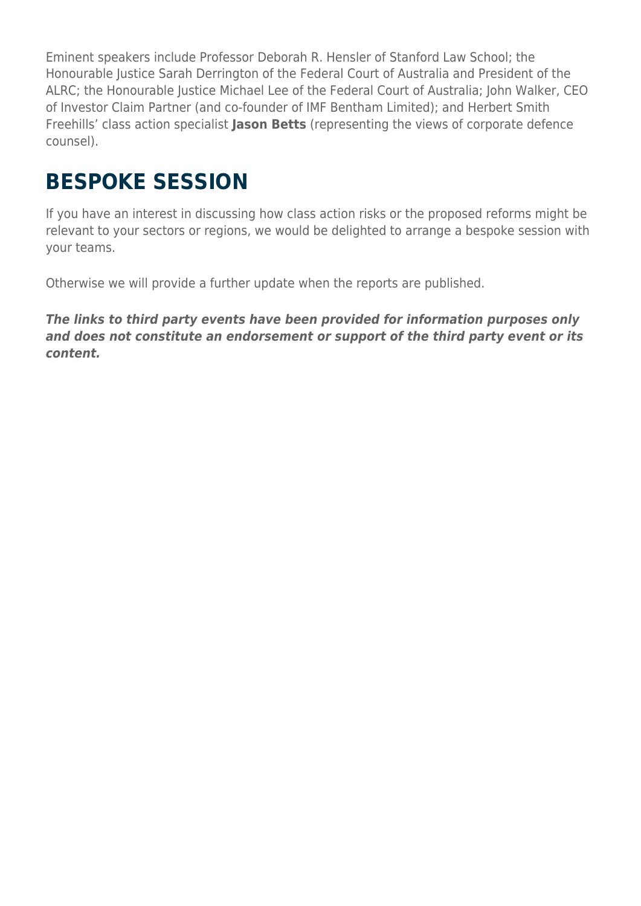Eminent speakers include Professor Deborah R. Hensler of Stanford Law School; the Honourable Justice Sarah Derrington of the Federal Court of Australia and President of the ALRC; the Honourable Justice Michael Lee of the Federal Court of Australia; John Walker, CEO of Investor Claim Partner (and co-founder of IMF Bentham Limited); and Herbert Smith Freehills' class action specialist **Jason Betts** (representing the views of corporate defence counsel).

## BESPOKE SESSION

If you have an interest in discussing how class action risks or the proposed reforms might be relevant to your sectors or regions, we would be delighted to arrange a bespoke session with your teams.

Otherwise we will provide a further update when the reports are published.

***The links to third party events have been provided for information purposes only and does not constitute an endorsement or support of the third party event or its content.***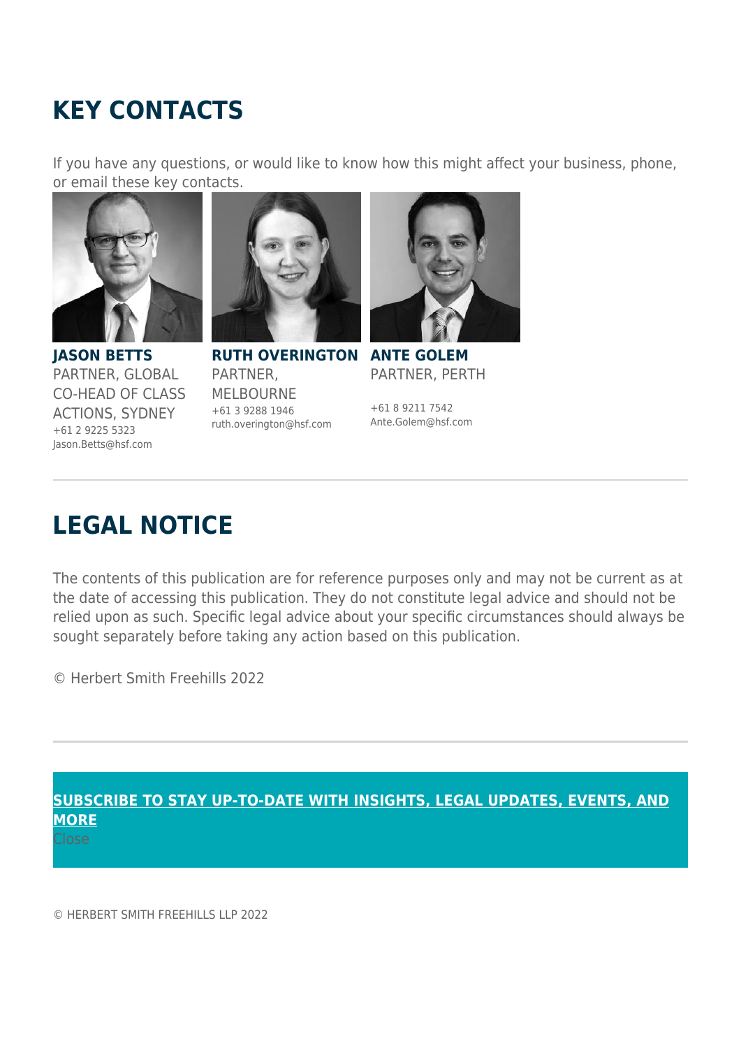## KEY CONTACTS

If you have any questions, or would like to know how this might affect your business, phone, or email these key contacts.

**JASON BETTS**
PARTNER, GLOBAL CO-HEAD OF CLASS ACTIONS, SYDNEY
+61 2 9225 5323
Jason.Betts@hsf.com

**RUTH OVERINGTON**
PARTNER, MELBOURNE
+61 3 9288 1946
ruth.overington@hsf.com

**ANTE GOLEM**
PARTNER, PERTH
+61 8 9211 7542
Ante.Golem@hsf.com

## LEGAL NOTICE

The contents of this publication are for reference purposes only and may not be current as at the date of accessing this publication. They do not constitute legal advice and should not be relied upon as such. Specific legal advice about your specific circumstances should always be sought separately before taking any action based on this publication.

© Herbert Smith Freehills 2022

**SUBSCRIBE TO STAY UP-TO-DATE WITH INSIGHTS, LEGAL UPDATES, EVENTS, AND MORE**
Close

© HERBERT SMITH FREEHILLS LLP 2022